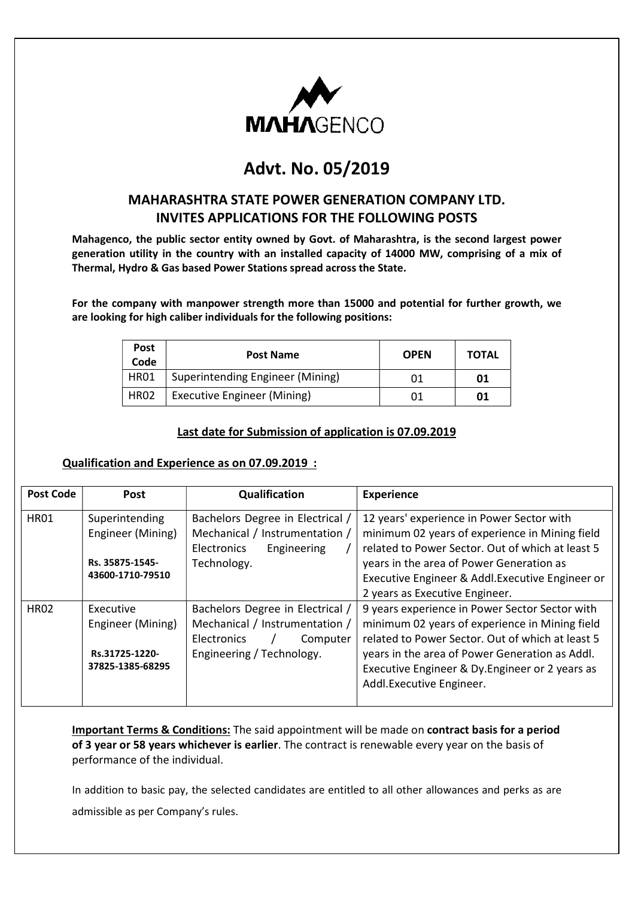MAHAGENCO

# Advt. No. 05/2019

## MAHARASHTRA STATE POWER GENERATION COMPANY LTD. INVITES APPLICATIONS FOR THE FOLLOWING POSTS

**Mahagenco, the public sector entity owned by Govt. of Maharashtra, is the second largest power generation utility in the country with an installed capacity of 14000 MW, comprising of a mix of Thermal, Hydro & Gas based Power Stations spread across the State.**

**For the company with manpower strength more than 15000 and potential for further growth, we are looking for high caliber individuals for the following positions:**

| Post Code | Post Name | OPEN | TOTAL |
|---|---|---|---|
| HR01 | Superintending Engineer (Mining) | 01 | **01** |
| HR02 | Executive Engineer (Mining) | 01 | **01** |

**Last date for Submission of application is 07.09.2019**

**Qualification and Experience as on 07.09.2019 :**

| Post Code | Post | Qualification | Experience |
|---|---|---|---|
| HR01 | Superintending Engineer (Mining)<br>**Rs. 35875-1545-43600-1710-79510** | Bachelors Degree in Electrical / Mechanical / Instrumentation / Electronics Engineering / Technology. | 12 years' experience in Power Sector with minimum 02 years of experience in Mining field related to Power Sector. Out of which at least 5 years in the area of Power Generation as Executive Engineer & Addl.Executive Engineer or 2 years as Executive Engineer. |
| HR02 | Executive Engineer (Mining)<br>**Rs.31725-1220-37825-1385-68295** | Bachelors Degree in Electrical / Mechanical / Instrumentation / Electronics / Computer Engineering / Technology. | 9 years experience in Power Sector Sector with minimum 02 years of experience in Mining field related to Power Sector. Out of which at least 5 years in the area of Power Generation as Addl. Executive Engineer & Dy.Engineer or 2 years as Addl.Executive Engineer. |

**Important Terms & Conditions:** The said appointment will be made on **contract basis for a period of 3 year or 58 years whichever is earlier**. The contract is renewable every year on the basis of performance of the individual.

In addition to basic pay, the selected candidates are entitled to all other allowances and perks as are admissible as per Company's rules.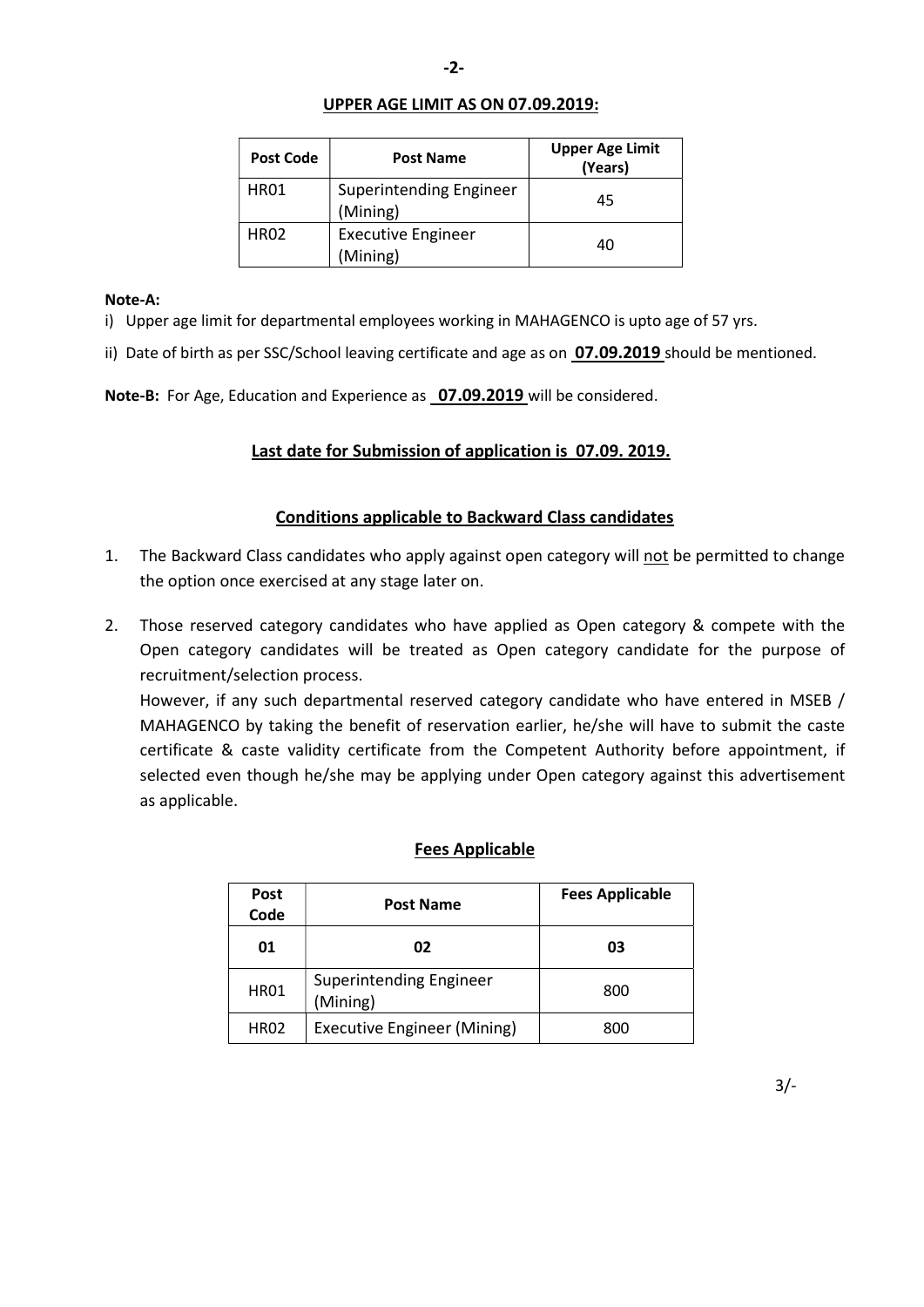## UPPER AGE LIMIT AS ON 07.09.2019:

| Post Code | Post Name | Upper Age Limit (Years) |
|---|---|---|
| HR01 | Superintending Engineer (Mining) | 45 |
| HR02 | Executive Engineer (Mining) | 40 |

**Note-A:**

i) Upper age limit for departmental employees working in MAHAGENCO is upto age of 57 yrs.

ii) Date of birth as per SSC/School leaving certificate and age as on **07.09.2019** should be mentioned.

**Note-B:** For Age, Education and Experience as **07.09.2019** will be considered.

## Last date for Submission of application is 07.09. 2019.

## Conditions applicable to Backward Class candidates

1. The Backward Class candidates who apply against open category will not be permitted to change the option once exercised at any stage later on.

2. Those reserved category candidates who have applied as Open category & compete with the Open category candidates will be treated as Open category candidate for the purpose of recruitment/selection process.

   However, if any such departmental reserved category candidate who have entered in MSEB / MAHAGENCO by taking the benefit of reservation earlier, he/she will have to submit the caste certificate & caste validity certificate from the Competent Authority before appointment, if selected even though he/she may be applying under Open category against this advertisement as applicable.

## Fees Applicable

| Post Code | Post Name | Fees Applicable |
|---|---|---|
| 01 | 02 | 03 |
| HR01 | Superintending Engineer (Mining) | 800 |
| HR02 | Executive Engineer (Mining) | 800 |

3/-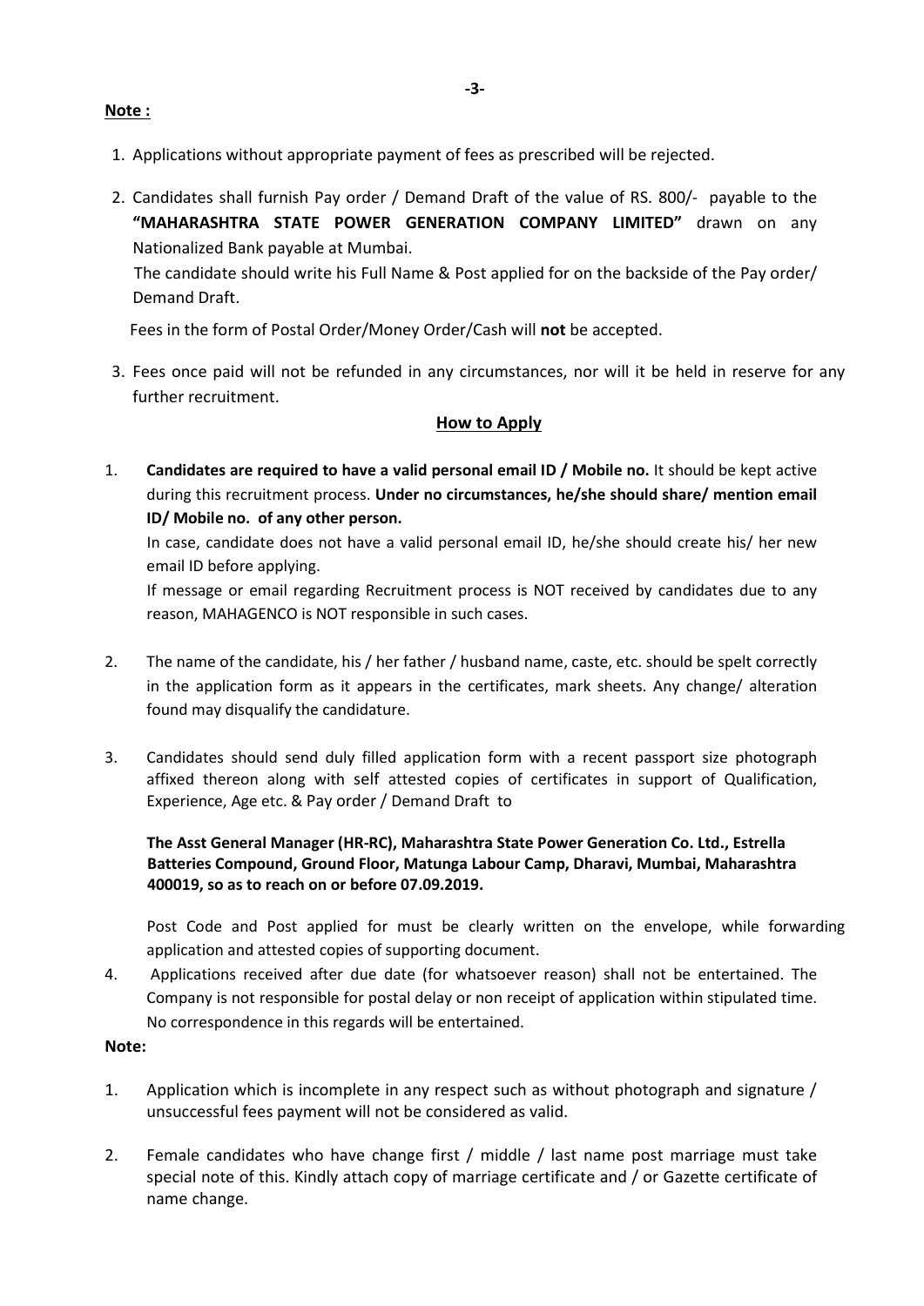**Note :**

1. Applications without appropriate payment of fees as prescribed will be rejected.

2. Candidates shall furnish Pay order / Demand Draft of the value of RS. 800/- payable to the **"MAHARASHTRA STATE POWER GENERATION COMPANY LIMITED"** drawn on any Nationalized Bank payable at Mumbai.

   The candidate should write his Full Name & Post applied for on the backside of the Pay order/ Demand Draft.

   Fees in the form of Postal Order/Money Order/Cash will **not** be accepted.

3. Fees once paid will not be refunded in any circumstances, nor will it be held in reserve for any further recruitment.

## How to Apply

1. **Candidates are required to have a valid personal email ID / Mobile no.** It should be kept active during this recruitment process. **Under no circumstances, he/she should share/ mention email ID/ Mobile no. of any other person.**

   In case, candidate does not have a valid personal email ID, he/she should create his/ her new email ID before applying.

   If message or email regarding Recruitment process is NOT received by candidates due to any reason, MAHAGENCO is NOT responsible in such cases.

2. The name of the candidate, his / her father / husband name, caste, etc. should be spelt correctly in the application form as it appears in the certificates, mark sheets. Any change/ alteration found may disqualify the candidature.

3. Candidates should send duly filled application form with a recent passport size photograph affixed thereon along with self attested copies of certificates in support of Qualification, Experience, Age etc. & Pay order / Demand Draft to

   **The Asst General Manager (HR-RC), Maharashtra State Power Generation Co. Ltd., Estrella Batteries Compound, Ground Floor, Matunga Labour Camp, Dharavi, Mumbai, Maharashtra 400019, so as to reach on or before 07.09.2019.**

   Post Code and Post applied for must be clearly written on the envelope, while forwarding application and attested copies of supporting document.

4. Applications received after due date (for whatsoever reason) shall not be entertained. The Company is not responsible for postal delay or non receipt of application within stipulated time. No correspondence in this regards will be entertained.

**Note:**

1. Application which is incomplete in any respect such as without photograph and signature / unsuccessful fees payment will not be considered as valid.

2. Female candidates who have change first / middle / last name post marriage must take special note of this. Kindly attach copy of marriage certificate and / or Gazette certificate of name change.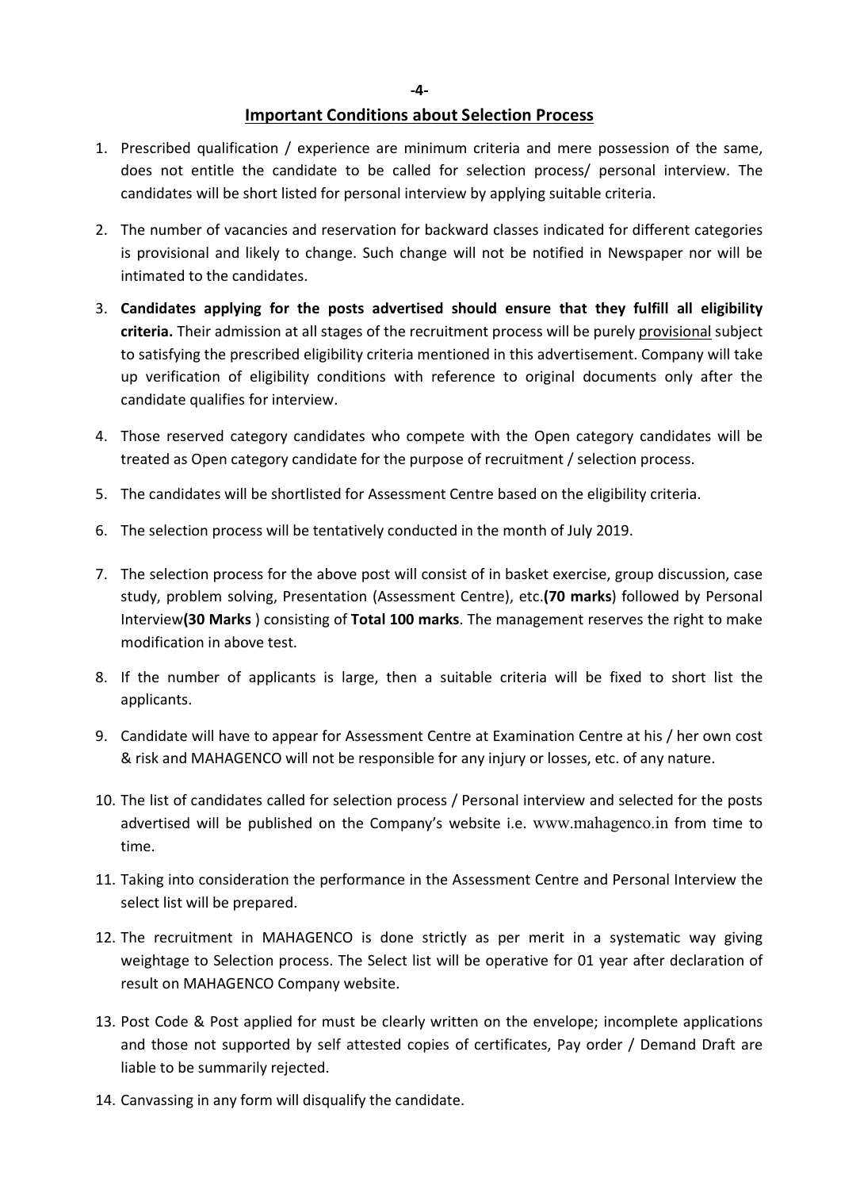## Important Conditions about Selection Process

1. Prescribed qualification / experience are minimum criteria and mere possession of the same, does not entitle the candidate to be called for selection process/ personal interview. The candidates will be short listed for personal interview by applying suitable criteria.

2. The number of vacancies and reservation for backward classes indicated for different categories is provisional and likely to change. Such change will not be notified in Newspaper nor will be intimated to the candidates.

3. **Candidates applying for the posts advertised should ensure that they fulfill all eligibility criteria.** Their admission at all stages of the recruitment process will be purely provisional subject to satisfying the prescribed eligibility criteria mentioned in this advertisement. Company will take up verification of eligibility conditions with reference to original documents only after the candidate qualifies for interview.

4. Those reserved category candidates who compete with the Open category candidates will be treated as Open category candidate for the purpose of recruitment / selection process.

5. The candidates will be shortlisted for Assessment Centre based on the eligibility criteria.

6. The selection process will be tentatively conducted in the month of July 2019.

7. The selection process for the above post will consist of in basket exercise, group discussion, case study, problem solving, Presentation (Assessment Centre), etc.**(70 marks**) followed by Personal Interview**(30 Marks** ) consisting of **Total 100 marks**. The management reserves the right to make modification in above test.

8. If the number of applicants is large, then a suitable criteria will be fixed to short list the applicants.

9. Candidate will have to appear for Assessment Centre at Examination Centre at his / her own cost & risk and MAHAGENCO will not be responsible for any injury or losses, etc. of any nature.

10. The list of candidates called for selection process / Personal interview and selected for the posts advertised will be published on the Company's website i.e. www.mahagenco.in from time to time.

11. Taking into consideration the performance in the Assessment Centre and Personal Interview the select list will be prepared.

12. The recruitment in MAHAGENCO is done strictly as per merit in a systematic way giving weightage to Selection process. The Select list will be operative for 01 year after declaration of result on MAHAGENCO Company website.

13. Post Code & Post applied for must be clearly written on the envelope; incomplete applications and those not supported by self attested copies of certificates, Pay order / Demand Draft are liable to be summarily rejected.

14. Canvassing in any form will disqualify the candidate.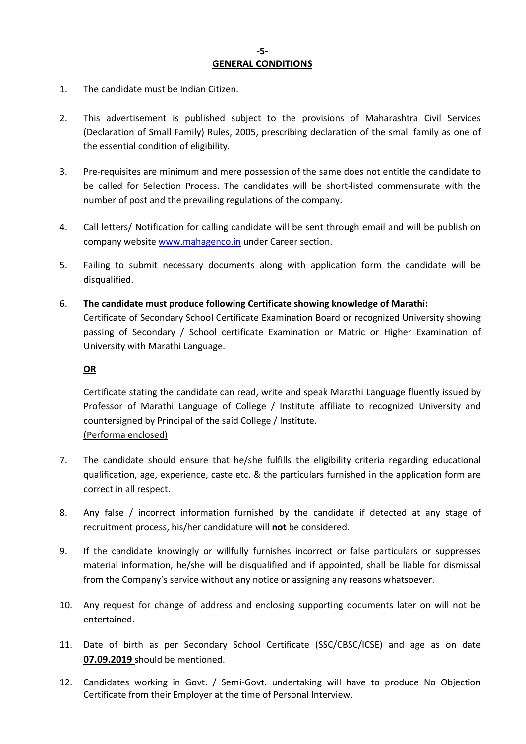## GENERAL CONDITIONS

1. The candidate must be Indian Citizen.

2. This advertisement is published subject to the provisions of Maharashtra Civil Services (Declaration of Small Family) Rules, 2005, prescribing declaration of the small family as one of the essential condition of eligibility.

3. Pre-requisites are minimum and mere possession of the same does not entitle the candidate to be called for Selection Process. The candidates will be short-listed commensurate with the number of post and the prevailing regulations of the company.

4. Call letters/ Notification for calling candidate will be sent through email and will be publish on company website www.mahagenco.in under Career section.

5. Failing to submit necessary documents along with application form the candidate will be disqualified.

6. **The candidate must produce following Certificate showing knowledge of Marathi:**
   Certificate of Secondary School Certificate Examination Board or recognized University showing passing of Secondary / School certificate Examination or Matric or Higher Examination of University with Marathi Language.

   **OR**

   Certificate stating the candidate can read, write and speak Marathi Language fluently issued by Professor of Marathi Language of College / Institute affiliate to recognized University and countersigned by Principal of the said College / Institute.
   (Performa enclosed)

7. The candidate should ensure that he/she fulfills the eligibility criteria regarding educational qualification, age, experience, caste etc. & the particulars furnished in the application form are correct in all respect.

8. Any false / incorrect information furnished by the candidate if detected at any stage of recruitment process, his/her candidature will **not** be considered.

9. If the candidate knowingly or willfully furnishes incorrect or false particulars or suppresses material information, he/she will be disqualified and if appointed, shall be liable for dismissal from the Company's service without any notice or assigning any reasons whatsoever.

10. Any request for change of address and enclosing supporting documents later on will not be entertained.

11. Date of birth as per Secondary School Certificate (SSC/CBSC/ICSE) and age as on date **07.09.2019** should be mentioned.

12. Candidates working in Govt. / Semi-Govt. undertaking will have to produce No Objection Certificate from their Employer at the time of Personal Interview.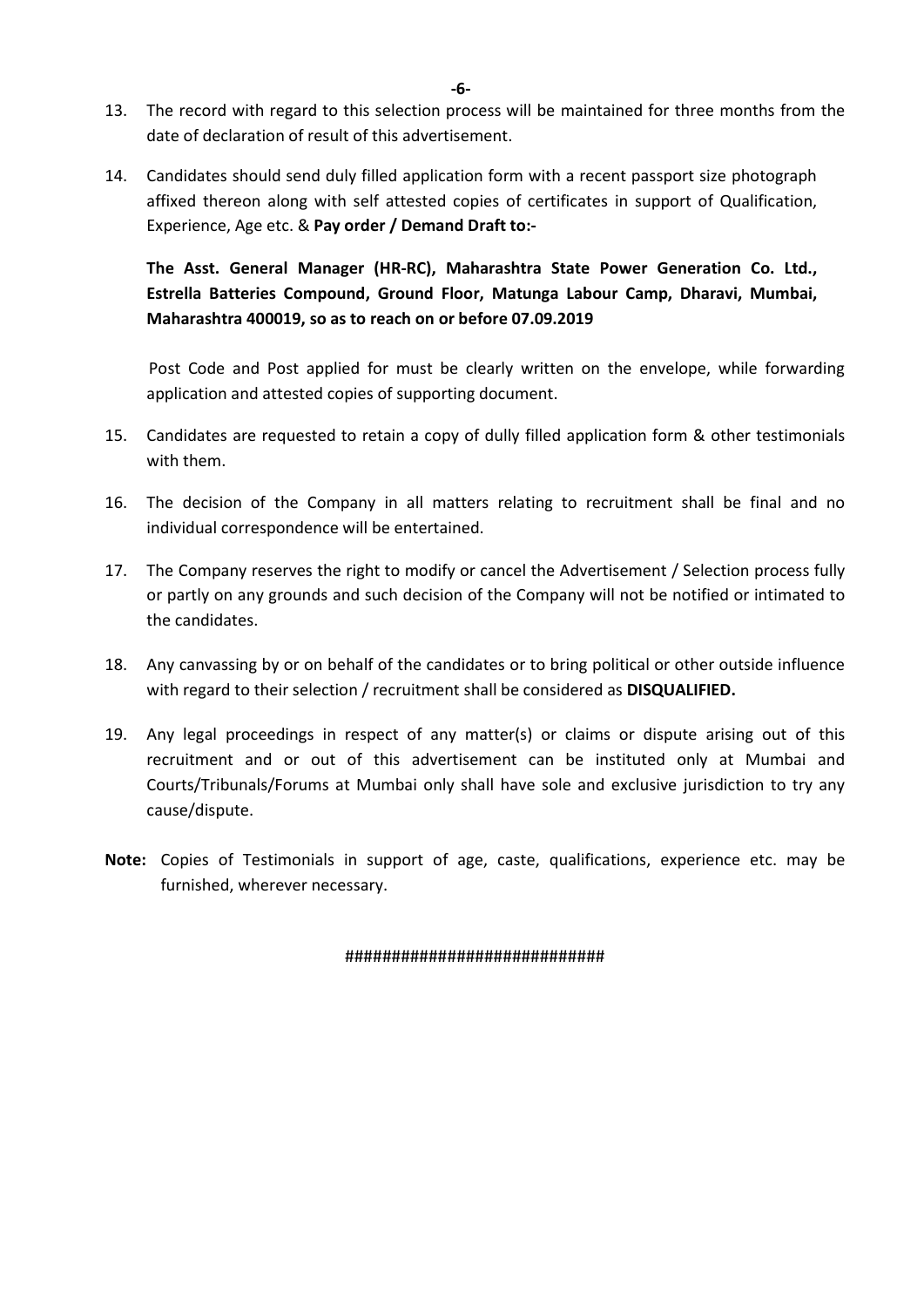13. The record with regard to this selection process will be maintained for three months from the date of declaration of result of this advertisement.

14. Candidates should send duly filled application form with a recent passport size photograph affixed thereon along with self attested copies of certificates in support of Qualification, Experience, Age etc. & **Pay order / Demand Draft to:-**

    **The Asst. General Manager (HR-RC), Maharashtra State Power Generation Co. Ltd., Estrella Batteries Compound, Ground Floor, Matunga Labour Camp, Dharavi, Mumbai, Maharashtra 400019, so as to reach on or before 07.09.2019**

    Post Code and Post applied for must be clearly written on the envelope, while forwarding application and attested copies of supporting document.

15. Candidates are requested to retain a copy of dully filled application form & other testimonials with them.

16. The decision of the Company in all matters relating to recruitment shall be final and no individual correspondence will be entertained.

17. The Company reserves the right to modify or cancel the Advertisement / Selection process fully or partly on any grounds and such decision of the Company will not be notified or intimated to the candidates.

18. Any canvassing by or on behalf of the candidates or to bring political or other outside influence with regard to their selection / recruitment shall be considered as **DISQUALIFIED.**

19. Any legal proceedings in respect of any matter(s) or claims or dispute arising out of this recruitment and or out of this advertisement can be instituted only at Mumbai and Courts/Tribunals/Forums at Mumbai only shall have sole and exclusive jurisdiction to try any cause/dispute.

**Note:** Copies of Testimonials in support of age, caste, qualifications, experience etc. may be furnished, wherever necessary.

############################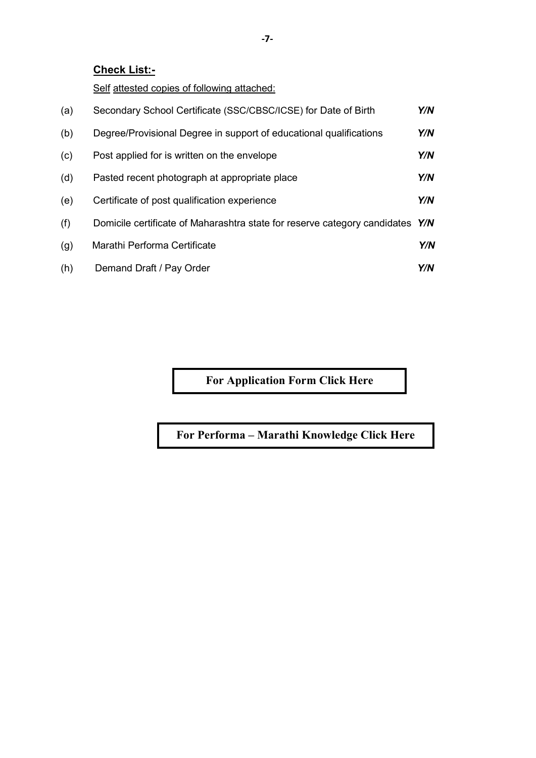**Check List:-**

Self attested copies of following attached:

| | | |
|---|---|---|
| (a) | Secondary School Certificate (SSC/CBSC/ICSE) for Date of Birth | ***Y/N*** |
| (b) | Degree/Provisional Degree in support of educational qualifications | ***Y/N*** |
| (c) | Post applied for is written on the envelope | ***Y/N*** |
| (d) | Pasted recent photograph at appropriate place | ***Y/N*** |
| (e) | Certificate of post qualification experience | ***Y/N*** |
| (f) | Domicile certificate of Maharashtra state for reserve category candidates | ***Y/N*** |
| (g) | Marathi Performa Certificate | ***Y/N*** |
| (h) | Demand Draft / Pay Order | ***Y/N*** |

**For Application Form Click Here**

**For Performa – Marathi Knowledge Click Here**